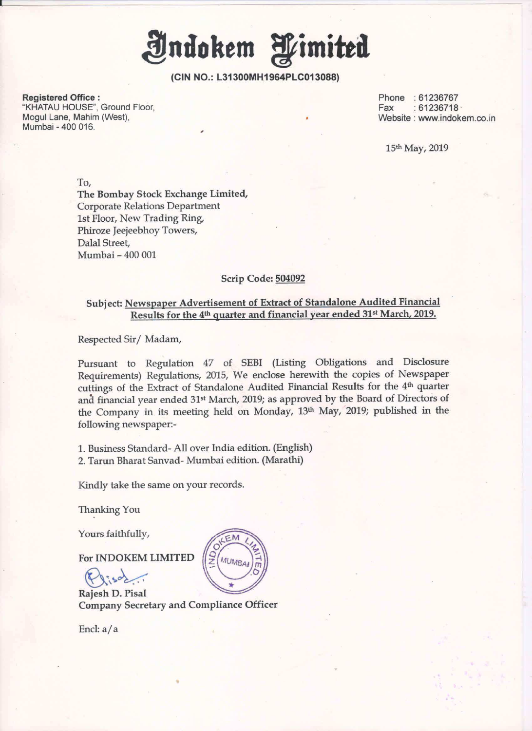# Indokem Limited

**(CIN NO.: L31300MH1964PLC013088)**

**Registered Office :**
"KHATAU HOUSE", Ground Floor,
Mogul Lane, Mahim (West),
Mumbai - 400 016.

Phone : 61236767
Fax : 61236718
Website : www.indokem.co.in

15th May, 2019

To,
**The Bombay Stock Exchange Limited,**
Corporate Relations Department
1st Floor, New Trading Ring,
Phiroze Jeejeebhoy Towers,
Dalal Street,
Mumbai – 400 001

**Scrip Code: 504092**

**Subject: Newspaper Advertisement of Extract of Standalone Audited Financial Results for the 4th quarter and financial year ended 31st March, 2019.**

Respected Sir/ Madam,

Pursuant to Regulation 47 of SEBI (Listing Obligations and Disclosure Requirements) Regulations, 2015, We enclose herewith the copies of Newspaper cuttings of the Extract of Standalone Audited Financial Results for the 4th quarter and financial year ended 31st March, 2019; as approved by the Board of Directors of the Company in its meeting held on Monday, 13th May, 2019; published in the following newspaper:-

1. Business Standard- All over India edition. (English)
2. Tarun Bharat Sanvad- Mumbai edition. (Marathi)

Kindly take the same on your records.

Thanking You

Yours faithfully,

**For INDOKEM LIMITED**

**Rajesh D. Pisal**
**Company Secretary and Compliance Officer**

Encl: a/a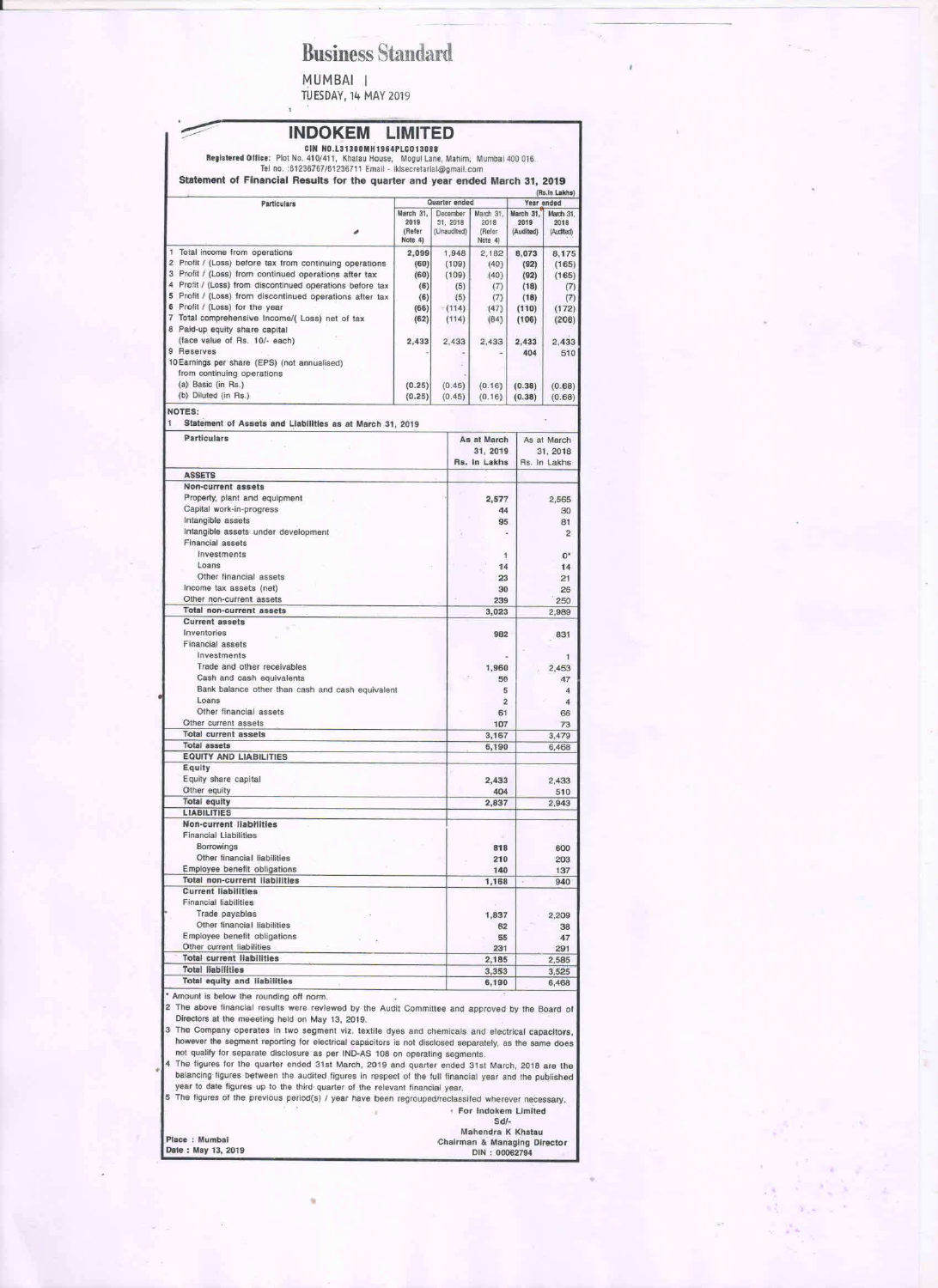# Business Standard

MUMBAI | TUESDAY, 14 MAY 2019

## INDOKEM LIMITED

**CIN NO.L31300MH1964PLC013088**

**Registered Office:** Plot No. 410/411, Khatau House, Mogul Lane, Mahim, Mumbai 400 016.
Tel no. :61236767/61236711 Email - iklsecretarial@gmail.com

**Statement of Financial Results for the quarter and year ended March 31, 2019**

(Rs.In Lakhs)

| Particulars | Quarter ended | | | Year ended | |
|---|---|---|---|---|---|
| | March 31, 2019 (Refer Note 4) | December 31, 2018 (Unaudited) | March 31, 2018 (Refer Note 4) | March 31, 2019 (Audited) | March 31, 2018 (Audited) |
| 1 Total income from operations | 2,099 | 1,948 | 2,182 | 8,073 | 8,175 |
| 2 Profit / (Loss) before tax from continuing operations | (60) | (109) | (40) | (92) | (165) |
| 3 Profit / (Loss) from continued operations after tax | (60) | (109) | (40) | (92) | (165) |
| 4 Profit / (Loss) from discontinued operations before tax | (6) | (5) | (7) | (18) | (7) |
| 5 Profit / (Loss) from discontinued operations after tax | (6) | (5) | (7) | (18) | (7) |
| 6 Profit / (Loss) for the year | (66) | (114) | (47) | (110) | (172) |
| 7 Total comprehensive Income/( Loss) net of tax | (62) | (114) | (84) | (106) | (208) |
| 8 Paid-up equity share capital (face value of Rs. 10/- each) | 2,433 | 2,433 | 2,433 | 2,433 | 2,433 |
| 9 Reserves | - | - | - | 404 | 510 |
| 10 Earnings per share (EPS) (not annualised) from continuing operations | | | | | |
| (a) Basic (in Rs.) | (0.25) | (0.45) | (0.16) | (0.38) | (0.68) |
| (b) Diluted (in Rs.) | (0.25) | (0.45) | (0.16) | (0.38) | (0.68) |

**NOTES:**

1 **Statement of Assets and Liabilities as at March 31, 2019**

| Particulars | As at March 31, 2019 Rs. In Lakhs | As at March 31, 2018 Rs. In Lakhs |
|---|---|---|
| **ASSETS** | | |
| **Non-current assets** | | |
| Property, plant and equipment | 2,577 | 2,565 |
| Capital work-in-progress | 44 | 30 |
| Intangible assets | 95 | 81 |
| Intangible assets under development | - | 2 |
| Financial assets | | |
| Investments | 1 | 0* |
| Loans | 14 | 14 |
| Other financial assets | 23 | 21 |
| Income tax assets (net) | 30 | 26 |
| Other non-current assets | 239 | 250 |
| **Total non-current assets** | 3,023 | 2,989 |
| **Current assets** | | |
| Inventories | 982 | 831 |
| Financial assets | | |
| Investments | - | 1 |
| Trade and other receivables | 1,960 | 2,453 |
| Cash and cash equivalents | 50 | 47 |
| Bank balance other than cash and cash equivalent | 5 | 4 |
| Loans | 2 | 4 |
| Other financial assets | 61 | 66 |
| Other current assets | 107 | 73 |
| **Total current assets** | 3,167 | 3,479 |
| **Total assets** | 6,190 | 6,468 |
| **EQUITY AND LIABILITIES** | | |
| **Equity** | | |
| Equity share capital | 2,433 | 2,433 |
| Other equity | 404 | 510 |
| **Total equity** | 2,837 | 2,943 |
| **LIABILITIES** | | |
| **Non-current liabilities** | | |
| Financial Liabilities | | |
| Borrowings | 818 | 600 |
| Other financial liabilities | 210 | 203 |
| Employee benefit obligations | 140 | 137 |
| **Total non-current liabilities** | 1,168 | 940 |
| **Current liabilities** | | |
| Financial liabilities | | |
| Trade payables | 1,837 | 2,209 |
| Other financial liabilities | 62 | 38 |
| Employee benefit obligations | 55 | 47 |
| Other current liabilities | 231 | 291 |
| **Total current liabilities** | 2,185 | 2,585 |
| **Total liabilities** | 3,353 | 3,525 |
| **Total equity and liabilities** | 6,190 | 6,468 |

\* Amount is below the rounding off norm.

2 The above financial results were reviewed by the Audit Committee and approved by the Board of Directors at the meeeting held on May 13, 2019.

3 The Company operates in two segment viz. textile dyes and chemicals and electrical capacitors, however the segment reporting for electrical capacitors is not disclosed separately, as the same does not qualify for separate disclosure as per IND-AS 108 on operating segments.

4 The figures for the quarter ended 31st March, 2019 and quarter ended 31st March, 2018 are the balancing figures between the audited figures in respect of the full financial year and the published year to date figures up to the third quarter of the relevant financial year.

5 The figures of the previous period(s) / year have been regrouped/reclassified wherever necessary.

For Indokem Limited
Sd/-
Mahendra K Khatau
Chairman & Managing Director
DIN : 00062794

Place : Mumbai
Date : May 13, 2019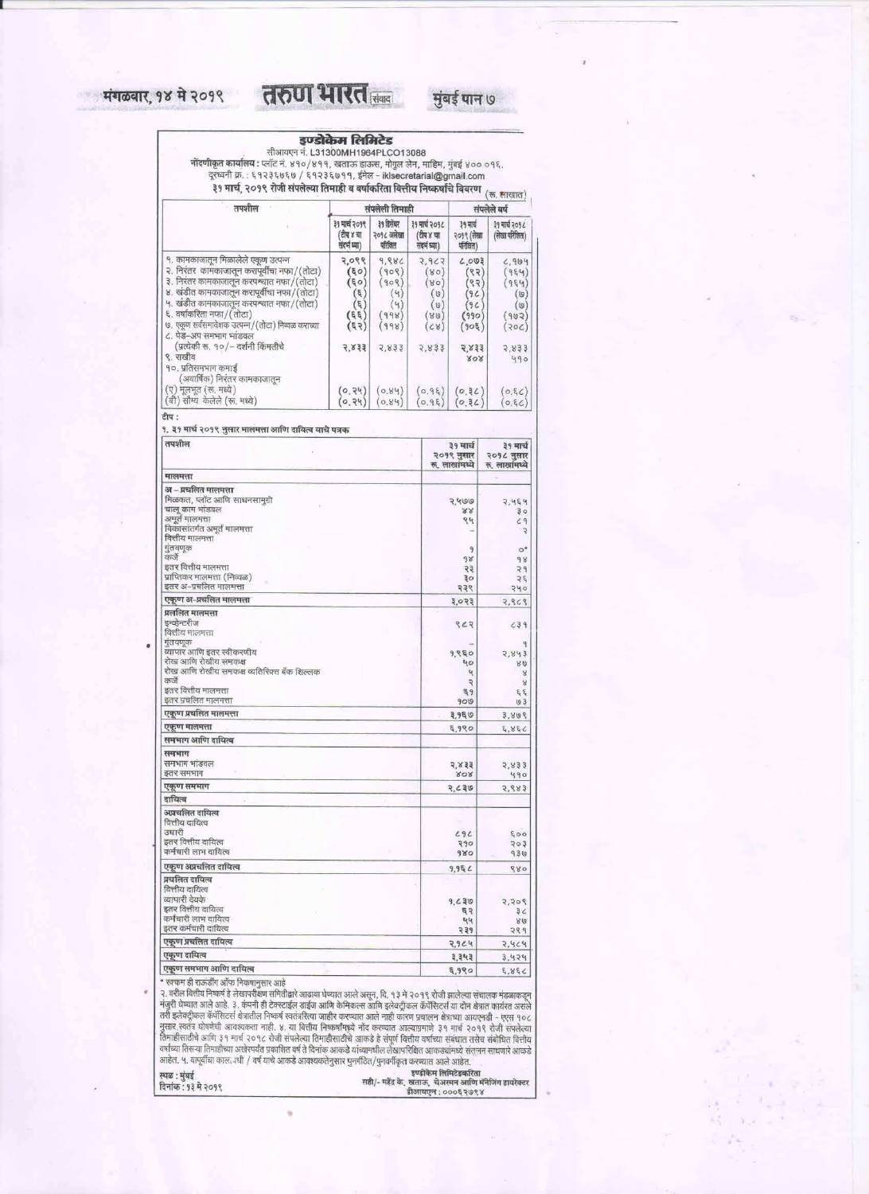# इण्डोकेम लिमिटेड

सीआयएन नं. L31300MH1964PLCO13088

**नोंदणीकृत कार्यालय :** प्लॉट नं. ४१०/४११, खताऊ हाऊस, मोगुल लेन, माहिम, मुंबई ४०० ०१६.

दूरध्वनी क्र. : ६१२३६७६७ / ६१२३६७११, ईमेल - iklsecretarial@gmail.com

## ३१ मार्च, २०१९ रोजी संपलेल्या तिमाही व वर्षाकरिता वित्तीय निष्कर्षांचे विवरण (रू. लाखात)

| तपशील | संपलेली तिमाही | | | संपलेले वर्ष | |
|---|---|---|---|---|---|
| | ३१ मार्च २०१९ (टीप ४ चा संदर्भ घ्या) | ३१ डिसेंबर २०१८ अलेखा परिक्षित | ३१ मार्च २०१८ (टीप ४ चा संदर्भ घ्या) | ३१ मार्च २०१९ (लेखा परिक्षित) | ३१ मार्च २०१८ (लेखा परिक्षित) |
| १. कामकाजातून मिळालेले एकूण उत्पन्न | २,०९९ | १,९४८ | २,९८२ | ८,०७३ | ८,१७५ |
| २. निरंतर कामकाजातून करापूर्वीचा नफा/(तोटा) | (६०) | (१०९) | (४०) | (९२) | (१६५) |
| ३. निरंतर कामकाजातून करपश्चात नफा/(तोटा) | (६०) | (१०९) | (४०) | (९२) | (१६५) |
| ४. खंडीत कामकाजातून करापूर्वीचा नफा/(तोटा) | (६) | (५) | (७) | (१८) | (७) |
| ५. खंडीत कामकाजातून करपश्चात नफा/(तोटा) | (६) | (५) | (७) | (१८) | (७) |
| ६. वर्षाकरिता नफा/(तोटा) | (६६) | (११४) | (४७) | (११०) | (१७२) |
| ७. एकूण सर्वसमावेशक उत्पन्न/(तोटा) निव्वळ कराच्या | (६२) | (११४) | (८४) | (१०६) | (२०८) |
| ८. पेड-अप समभाग भांडवल (प्रत्येकी रू. १०/- दर्शनी किंमतीचे | २,४३३ | २,४३३ | २,४३३ | २,४३३ | २,४३३ |
| ९. राखीव | | | | ४०४ | ५१० |
| १०. प्रतिसमभाग कमाई (अवार्षिक) निरंतर कामकाजातून | | | | | |
| (ए) मूलभूत (रू. मध्ये) | (०.२५) | (०.४५) | (०.१६) | (०.३८) | (०.६८) |
| (बी) सौम्य केलेले (रू. मध्ये) | (०.२५) | (०.४५) | (०.१६) | (०.३८) | (०.६८) |

**टीप :**

१. ३१ मार्च २०१९ नुसार मालमत्ता आणि दायित्व याचे पत्रक

| तपशील | ३१ मार्च २०१९ नुसार रू. लाखांमध्ये | ३१ मार्च २०१८ नुसार रू. लाखांमध्ये |
|---|---|---|
| **मालमत्ता** | | |
| **अ - अप्रचलित मालमत्ता** | | |
| मिळकत, प्लॉंट आणि साधनसामुग्री | २,५७७ | २,५६५ |
| चालू काम भांडवल | ४४ | ३० |
| अमूर्त मालमत्ता | ९५ | ८१ |
| विकासांतर्गत अमूर्त मालमत्ता | - | २ |
| वित्तीय मालमत्ता | | |
| गुंतवणूक | १ | ०* |
| कर्जे | १४ | १४ |
| इतर वित्तीय मालमत्ता | २३ | २१ |
| प्राप्तिकर मालमत्ता (निव्वळ) | ३० | २६ |
| इतर अ-प्रचलित मालमत्ता | २३९ | २५० |
| **एकूण अ-प्रचलित मालमत्ता** | **३,०२३** | **२,९८९** |
| **प्रचलित मालमत्ता** | | |
| इन्व्हेन्टरीज | ९८२ | ८३१ |
| वित्तीय मालमत्ता | | |
| गुंतवणूक | - | १ |
| व्यापार आणि इतर स्वीकरणीय | १,९६० | २,४५३ |
| रोख आणि रोखीच समकक्ष | ५० | ४७ |
| रोख आणि रोखीच समकक्ष व्यतिरिक्त बँक शिल्लक | ५ | ४ |
| कर्जे | २ | ४ |
| इतर वित्तीय मालमत्ता | ६१ | ६६ |
| इतर प्रचलित मालमत्ता | १०७ | ७३ |
| **एकूण प्रचलित मालमत्ता** | **३,१६७** | **३,४७९** |
| **एकूण मालमत्ता** | **६,१९०** | **६,४६८** |
| **समभाग आणि दायित्व** | | |
| **समभाग** | | |
| समभाग भांडवल | २,४३३ | २,४३३ |
| इतर समभाग | ४०४ | ५१० |
| **एकूण समभाग** | **२,८३७** | **२,९४३** |
| **दायित्व** | | |
| **अप्रचलित दायित्व** | | |
| वित्तीय दायित्व | | |
| उधारी | ८१८ | ६०० |
| इतर वित्तीय दायित्व | २१० | २०३ |
| कर्मचारी लाभ दायित्व | १४० | १३७ |
| **एकूण अप्रचलित दायित्व** | **१,१६८** | **९४०** |
| **प्रचलित दायित्व** | | |
| वित्तीय दायित्व | | |
| व्यापारी देयके | १,८३७ | २,२०९ |
| इतर वित्तीय दायित्व | ६२ | ३८ |
| कर्मचारी लाभ दायित्व | ५५ | ४७ |
| इतर कर्मचारी दायित्व | २३१ | २९१ |
| **एकूण प्रचलित दायित्व** | **२,१८५** | **२,५८५** |
| **एकूण दायित्व** | **३,३५३** | **३,५२५** |
| **एकूण समभाग आणि दायित्व** | **६,१९०** | **६,४६८** |

\* रक्कम ही राऊंडींग ऑफ निकषानुसार आहे

२. वरील वित्तीय निष्कर्ष हे लेखापरीक्षण समितीद्वारे आढावा घेण्यात आले असून, दि. १३ मे २०१९ रोजी झालेल्या संचालक मंडळाकडून मंजुरी घेण्यात आले आहे. ३. कंपनी ही टेक्स्टाईल डाईज आणि केमिकल्स आणि इलेक्ट्रीकल कॅपॅसिटर्स या दोन क्षेत्रात कार्यरत असले तरी इलेक्ट्रीकल कॅपॅसिटर्स क्षेत्रातील निष्कर्ष स्वतंत्ररित्या जाहीर करण्यात आले नाही कारण प्रचालन क्षेत्राच्या आयएनडी - एएस १०८ नुसार स्वतंत्र घोषणेची आवश्यकता नाही. ४. या वित्तीय निष्कर्षांमध्ये नोंद करण्यात आल्याप्रमाणे ३१ मार्च २०१९ रोजी संपलेल्या तिमाहीसाठीचे आणि ३१ मार्च २०१८ रोजी संपलेल्या तिमाहीसाठीचे आकडे हे संपूर्ण वित्तीय वर्षाच्या संबंधात तसेच संबंधित वित्तीय वर्षाच्या तिसऱ्या तिमाहीच्या अखेरपर्यंत प्रकाशित वर्ष ते दिनांक आकडे यांच्यामधील लेखापरिक्षित आकड्यांमध्ये संतुलन साधणारे आकडे आहेत. ५. यापूर्वीचा कालावधी / वर्ष याचे आकडे आवश्यकतेनुसार पुनर्गठित/पुनर्वर्गीकृत करण्यात आले आहेत.

स्थळ : मुंबई

दिनांक : १३ मे २०१९

इण्डोकेम लिमिटेडकरिता

सही/- महेंद्र के. खताऊ, चेअरमन आणि मॅनेजिंग डायरेक्टर

डीआयएन : ०००६२७९४